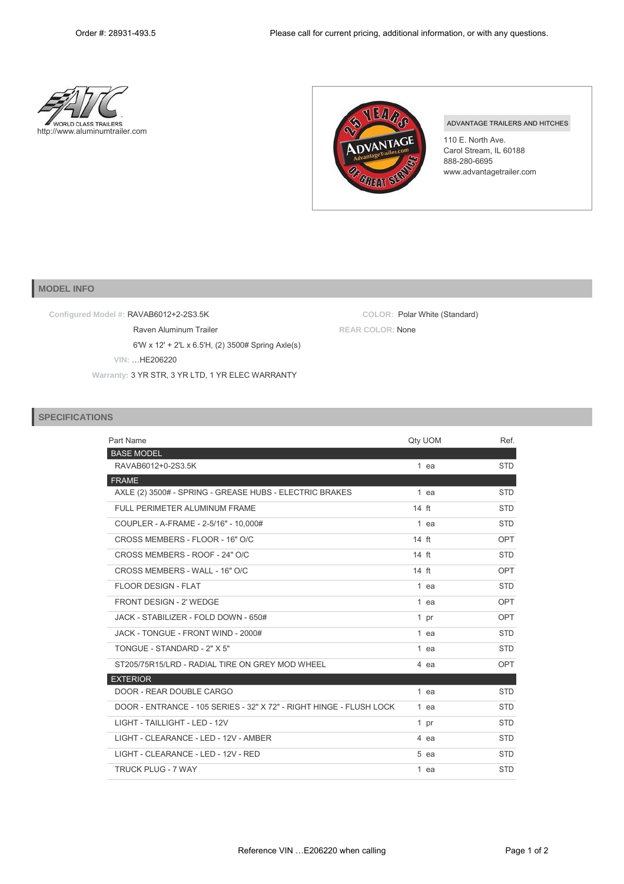Order #: 28931-493.5

Please call for current pricing, additional information, or with any questions.

WORLD CLASS TRAILERS
http://www.aluminumtrailer.com

ADVANTAGE TRAILERS AND HITCHES
110 E. North Ave.
Carol Stream, IL 60188
888-280-6695
www.advantagetrailer.com

## MODEL INFO

**Configured Model #:** RAVAB6012+2-2S3.5K
Raven Aluminum Trailer
6'W x 12' + 2'L x 6.5'H, (2) 3500# Spring Axle(s)
**VIN:** …HE206220
**Warranty:** 3 YR STR, 3 YR LTD, 1 YR ELEC WARRANTY

**COLOR:** Polar White (Standard)
**REAR COLOR:** None

## SPECIFICATIONS

| Part Name | Qty | UOM | Ref. |
|---|---|---|---|
| **BASE MODEL** | | | |
| RAVAB6012+0-2S3.5K | 1 | ea | STD |
| **FRAME** | | | |
| AXLE (2) 3500# - SPRING - GREASE HUBS - ELECTRIC BRAKES | 1 | ea | STD |
| FULL PERIMETER ALUMINUM FRAME | 14 | ft | STD |
| COUPLER - A-FRAME - 2-5/16" - 10,000# | 1 | ea | STD |
| CROSS MEMBERS - FLOOR - 16" O/C | 14 | ft | OPT |
| CROSS MEMBERS - ROOF - 24" O/C | 14 | ft | STD |
| CROSS MEMBERS - WALL - 16" O/C | 14 | ft | OPT |
| FLOOR DESIGN - FLAT | 1 | ea | STD |
| FRONT DESIGN - 2' WEDGE | 1 | ea | OPT |
| JACK - STABILIZER - FOLD DOWN - 650# | 1 | pr | OPT |
| JACK - TONGUE - FRONT WIND - 2000# | 1 | ea | STD |
| TONGUE - STANDARD - 2" X 5" | 1 | ea | STD |
| ST205/75R15/LRD - RADIAL TIRE ON GREY MOD WHEEL | 4 | ea | OPT |
| **EXTERIOR** | | | |
| DOOR - REAR DOUBLE CARGO | 1 | ea | STD |
| DOOR - ENTRANCE - 105 SERIES - 32" X 72" - RIGHT HINGE - FLUSH LOCK | 1 | ea | STD |
| LIGHT - TAILLIGHT - LED - 12V | 1 | pr | STD |
| LIGHT - CLEARANCE - LED - 12V - AMBER | 4 | ea | STD |
| LIGHT - CLEARANCE - LED - 12V - RED | 5 | ea | STD |
| TRUCK PLUG - 7 WAY | 1 | ea | STD |

Reference VIN …E206220 when calling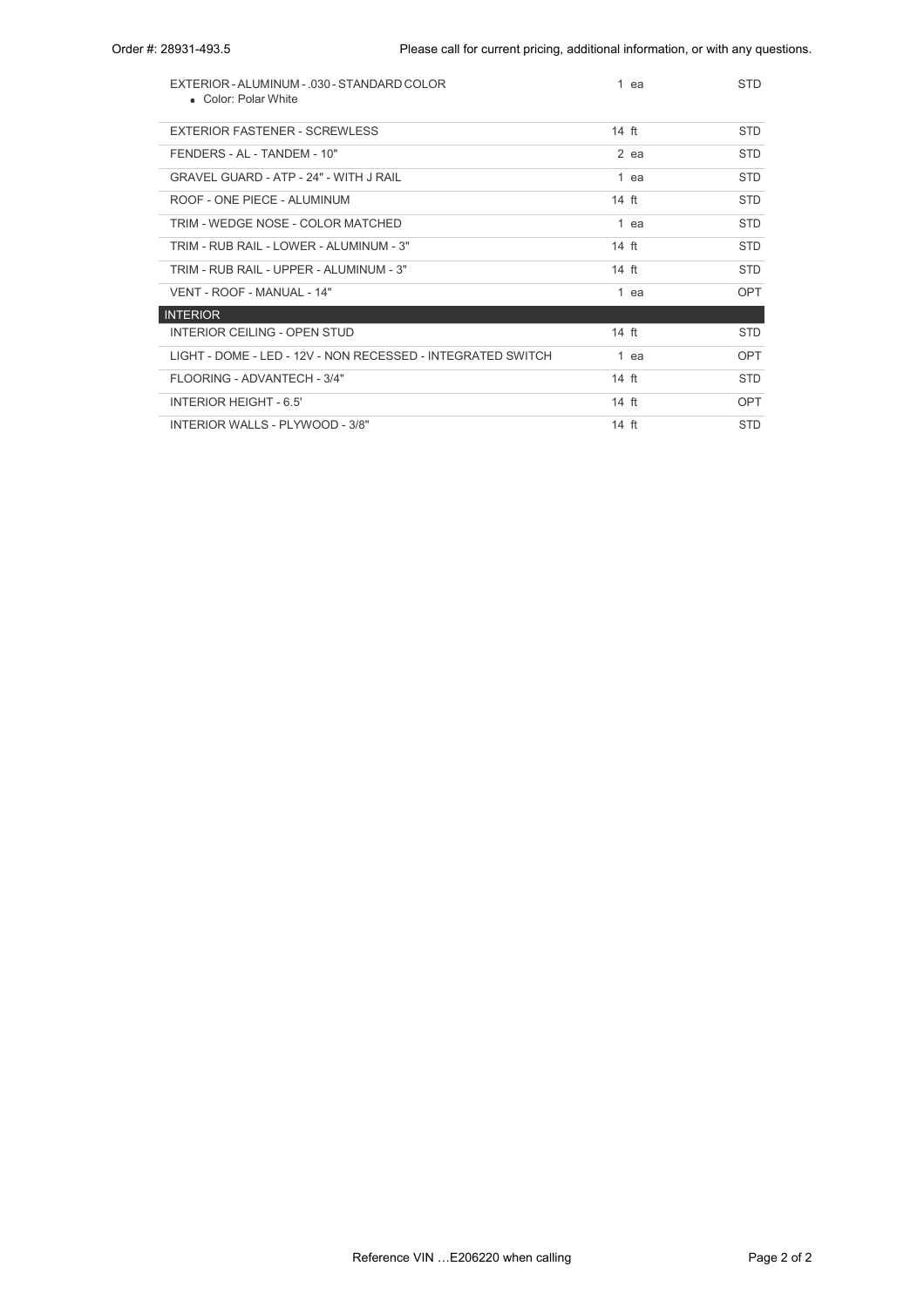| | | |
|---|---|---|
| EXTERIOR - ALUMINUM - .030 - STANDARD COLOR<br>• Color: Polar White | 1 ea | STD |
| EXTERIOR FASTENER - SCREWLESS | 14 ft | STD |
| FENDERS - AL - TANDEM - 10" | 2 ea | STD |
| GRAVEL GUARD - ATP - 24" - WITH J RAIL | 1 ea | STD |
| ROOF - ONE PIECE - ALUMINUM | 14 ft | STD |
| TRIM - WEDGE NOSE - COLOR MATCHED | 1 ea | STD |
| TRIM - RUB RAIL - LOWER - ALUMINUM - 3" | 14 ft | STD |
| TRIM - RUB RAIL - UPPER - ALUMINUM - 3" | 14 ft | STD |
| VENT - ROOF - MANUAL - 14" | 1 ea | OPT |
| **INTERIOR** | | |
| INTERIOR CEILING - OPEN STUD | 14 ft | STD |
| LIGHT - DOME - LED - 12V - NON RECESSED - INTEGRATED SWITCH | 1 ea | OPT |
| FLOORING - ADVANTECH - 3/4" | 14 ft | STD |
| INTERIOR HEIGHT - 6.5' | 14 ft | OPT |
| INTERIOR WALLS - PLYWOOD - 3/8" | 14 ft | STD |